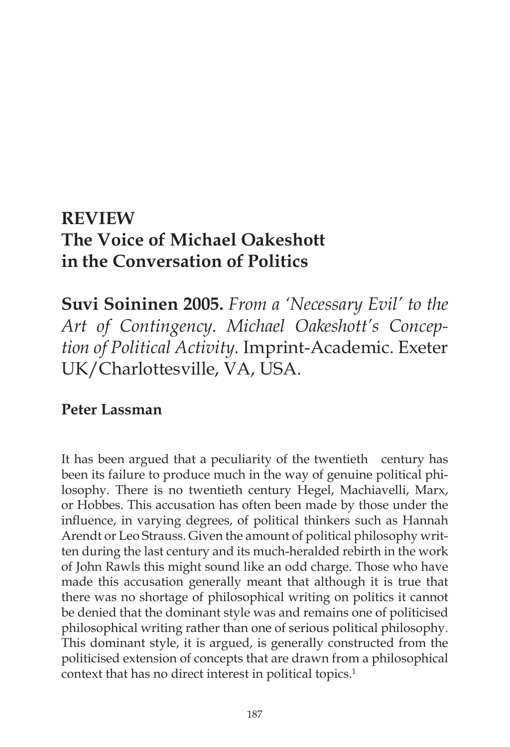# REVIEW
# The Voice of Michael Oakeshott in the Conversation of Politics

## Suvi Soininen 2005. *From a 'Necessary Evil' to the Art of Contingency. Michael Oakeshott's Conception of Political Activity*. Imprint-Academic. Exeter UK/Charlottesville, VA, USA.

**Peter Lassman**

It has been argued that a peculiarity of the twentieth century has been its failure to produce much in the way of genuine political philosophy. There is no twentieth century Hegel, Machiavelli, Marx, or Hobbes. This accusation has often been made by those under the influence, in varying degrees, of political thinkers such as Hannah Arendt or Leo Strauss. Given the amount of political philosophy written during the last century and its much-heralded rebirth in the work of John Rawls this might sound like an odd charge. Those who have made this accusation generally meant that although it is true that there was no shortage of philosophical writing on politics it cannot be denied that the dominant style was and remains one of politicised philosophical writing rather than one of serious political philosophy. This dominant style, it is argued, is generally constructed from the politicised extension of concepts that are drawn from a philosophical context that has no direct interest in political topics.[1]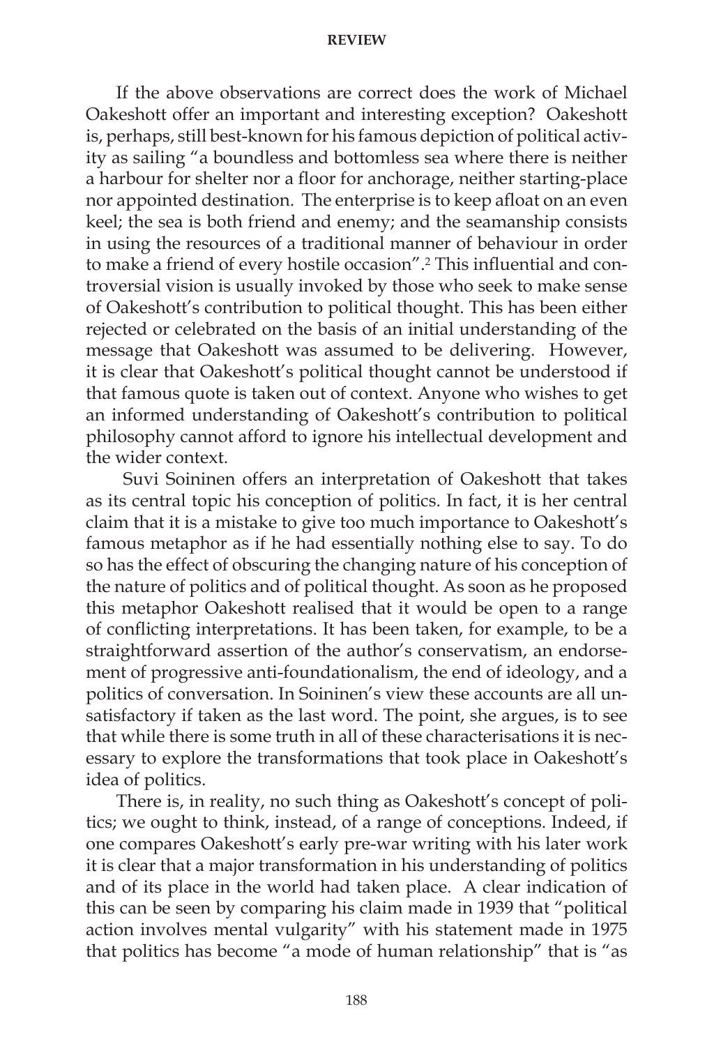If the above observations are correct does the work of Michael Oakeshott offer an important and interesting exception? Oakeshott is, perhaps, still best-known for his famous depiction of political activity as sailing "a boundless and bottomless sea where there is neither a harbour for shelter nor a floor for anchorage, neither starting-place nor appointed destination. The enterprise is to keep afloat on an even keel; the sea is both friend and enemy; and the seamanship consists in using the resources of a traditional manner of behaviour in order to make a friend of every hostile occasion".[2] This influential and controversial vision is usually invoked by those who seek to make sense of Oakeshott's contribution to political thought. This has been either rejected or celebrated on the basis of an initial understanding of the message that Oakeshott was assumed to be delivering. However, it is clear that Oakeshott's political thought cannot be understood if that famous quote is taken out of context. Anyone who wishes to get an informed understanding of Oakeshott's contribution to political philosophy cannot afford to ignore his intellectual development and the wider context.

Suvi Soininen offers an interpretation of Oakeshott that takes as its central topic his conception of politics. In fact, it is her central claim that it is a mistake to give too much importance to Oakeshott's famous metaphor as if he had essentially nothing else to say. To do so has the effect of obscuring the changing nature of his conception of the nature of politics and of political thought. As soon as he proposed this metaphor Oakeshott realised that it would be open to a range of conflicting interpretations. It has been taken, for example, to be a straightforward assertion of the author's conservatism, an endorsement of progressive anti-foundationalism, the end of ideology, and a politics of conversation. In Soininen's view these accounts are all unsatisfactory if taken as the last word. The point, she argues, is to see that while there is some truth in all of these characterisations it is necessary to explore the transformations that took place in Oakeshott's idea of politics.

There is, in reality, no such thing as Oakeshott's concept of politics; we ought to think, instead, of a range of conceptions. Indeed, if one compares Oakeshott's early pre-war writing with his later work it is clear that a major transformation in his understanding of politics and of its place in the world had taken place. A clear indication of this can be seen by comparing his claim made in 1939 that "political action involves mental vulgarity" with his statement made in 1975 that politics has become "a mode of human relationship" that is "as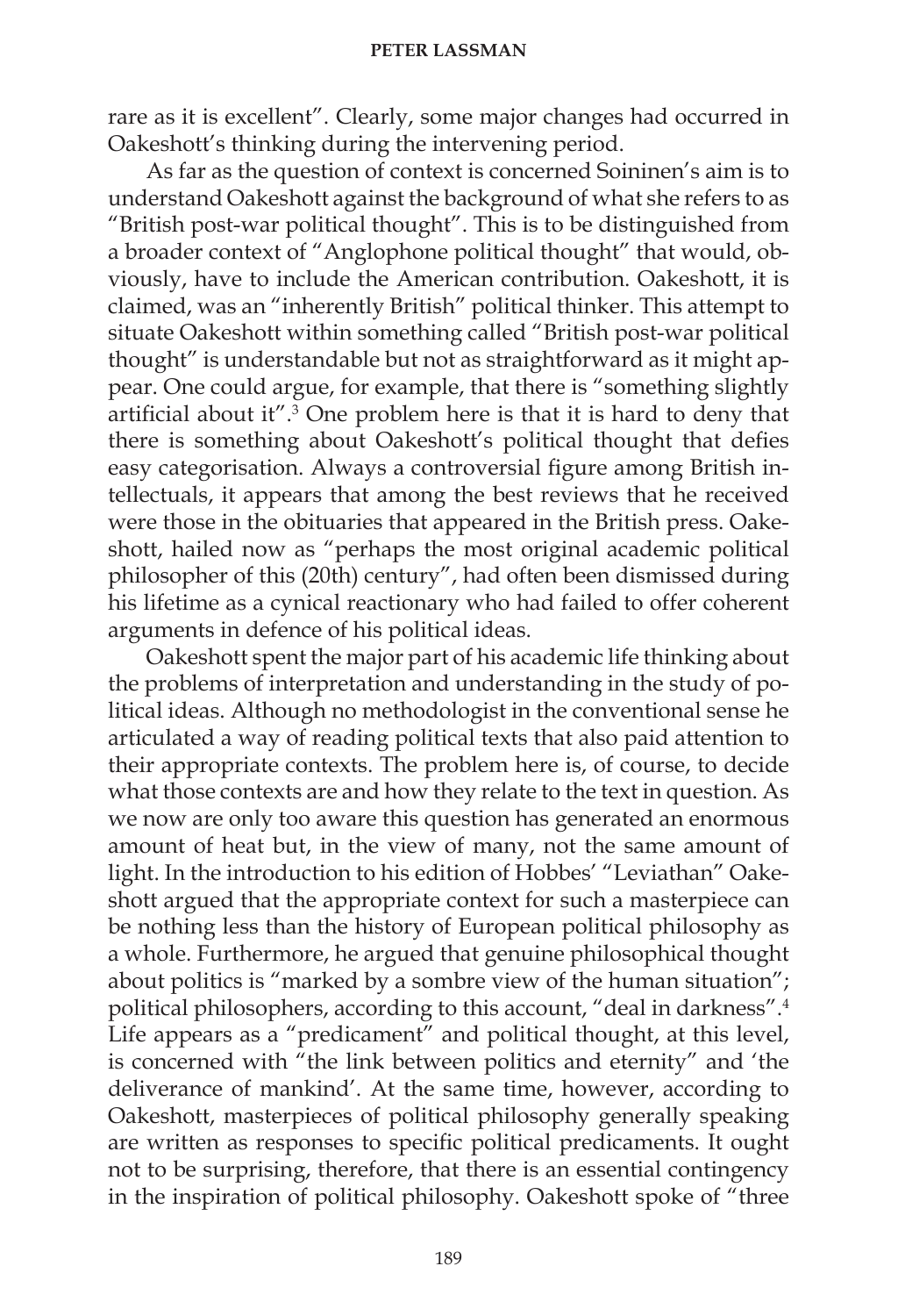rare as it is excellent". Clearly, some major changes had occurred in Oakeshott's thinking during the intervening period.

As far as the question of context is concerned Soininen's aim is to understand Oakeshott against the background of what she refers to as "British post-war political thought". This is to be distinguished from a broader context of "Anglophone political thought" that would, obviously, have to include the American contribution. Oakeshott, it is claimed, was an "inherently British" political thinker. This attempt to situate Oakeshott within something called "British post-war political thought" is understandable but not as straightforward as it might appear. One could argue, for example, that there is "something slightly artificial about it".[3] One problem here is that it is hard to deny that there is something about Oakeshott's political thought that defies easy categorisation. Always a controversial figure among British intellectuals, it appears that among the best reviews that he received were those in the obituaries that appeared in the British press. Oakeshott, hailed now as "perhaps the most original academic political philosopher of this (20th) century", had often been dismissed during his lifetime as a cynical reactionary who had failed to offer coherent arguments in defence of his political ideas.

Oakeshott spent the major part of his academic life thinking about the problems of interpretation and understanding in the study of political ideas. Although no methodologist in the conventional sense he articulated a way of reading political texts that also paid attention to their appropriate contexts. The problem here is, of course, to decide what those contexts are and how they relate to the text in question. As we now are only too aware this question has generated an enormous amount of heat but, in the view of many, not the same amount of light. In the introduction to his edition of Hobbes' "Leviathan" Oakeshott argued that the appropriate context for such a masterpiece can be nothing less than the history of European political philosophy as a whole. Furthermore, he argued that genuine philosophical thought about politics is "marked by a sombre view of the human situation"; political philosophers, according to this account, "deal in darkness".[4] Life appears as a "predicament" and political thought, at this level, is concerned with "the link between politics and eternity" and 'the deliverance of mankind'. At the same time, however, according to Oakeshott, masterpieces of political philosophy generally speaking are written as responses to specific political predicaments. It ought not to be surprising, therefore, that there is an essential contingency in the inspiration of political philosophy. Oakeshott spoke of "three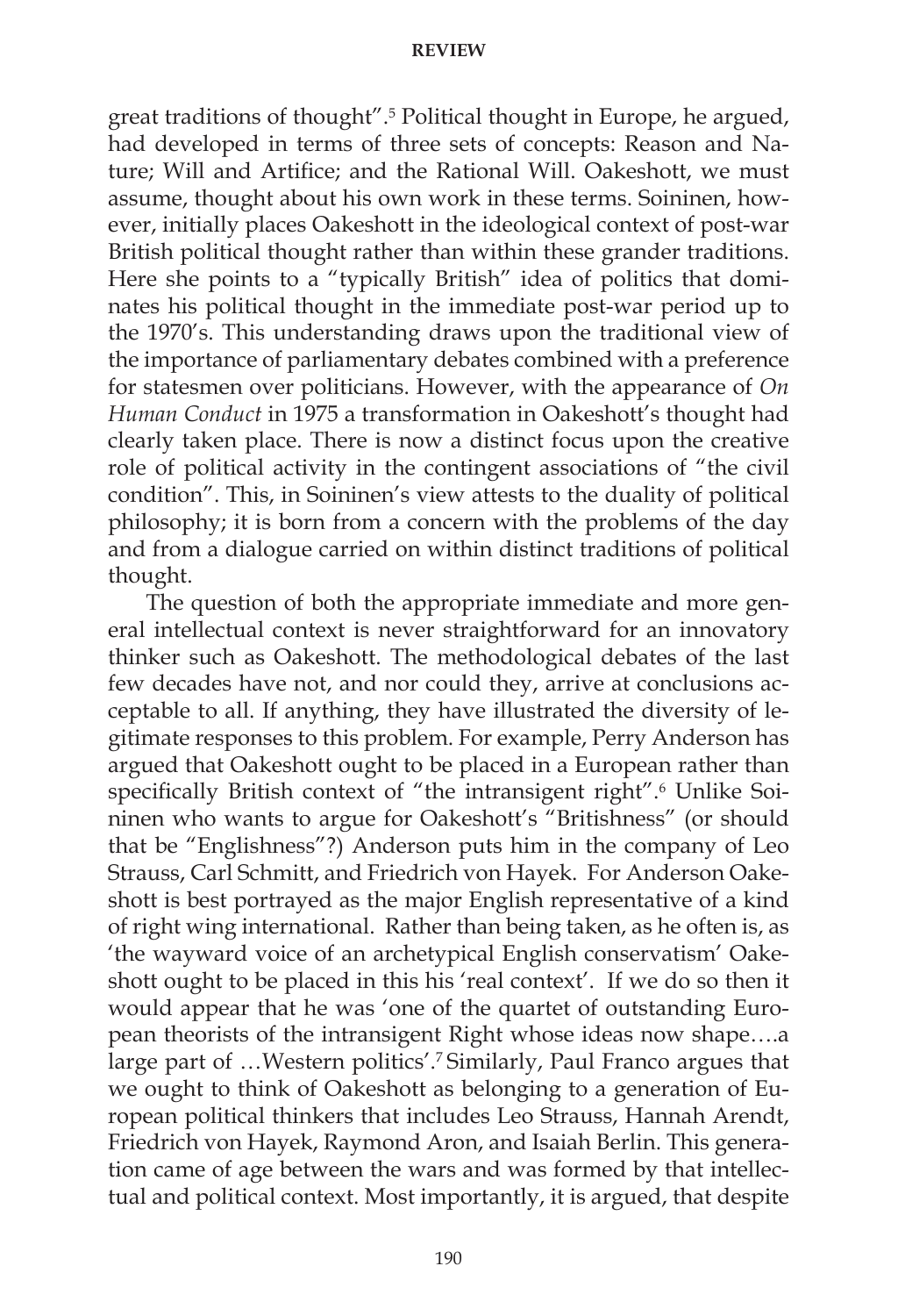great traditions of thought".[5] Political thought in Europe, he argued, had developed in terms of three sets of concepts: Reason and Nature; Will and Artifice; and the Rational Will. Oakeshott, we must assume, thought about his own work in these terms. Soininen, however, initially places Oakeshott in the ideological context of post-war British political thought rather than within these grander traditions. Here she points to a "typically British" idea of politics that dominates his political thought in the immediate post-war period up to the 1970's. This understanding draws upon the traditional view of the importance of parliamentary debates combined with a preference for statesmen over politicians. However, with the appearance of *On Human Conduct* in 1975 a transformation in Oakeshott's thought had clearly taken place. There is now a distinct focus upon the creative role of political activity in the contingent associations of "the civil condition". This, in Soininen's view attests to the duality of political philosophy; it is born from a concern with the problems of the day and from a dialogue carried on within distinct traditions of political thought.

The question of both the appropriate immediate and more general intellectual context is never straightforward for an innovatory thinker such as Oakeshott. The methodological debates of the last few decades have not, and nor could they, arrive at conclusions acceptable to all. If anything, they have illustrated the diversity of legitimate responses to this problem. For example, Perry Anderson has argued that Oakeshott ought to be placed in a European rather than specifically British context of "the intransigent right".[6] Unlike Soininen who wants to argue for Oakeshott's "Britishness" (or should that be "Englishness"?) Anderson puts him in the company of Leo Strauss, Carl Schmitt, and Friedrich von Hayek. For Anderson Oakeshott is best portrayed as the major English representative of a kind of right wing international. Rather than being taken, as he often is, as 'the wayward voice of an archetypical English conservatism' Oakeshott ought to be placed in this his 'real context'. If we do so then it would appear that he was 'one of the quartet of outstanding European theorists of the intransigent Right whose ideas now shape….a large part of …Western politics'.[7] Similarly, Paul Franco argues that we ought to think of Oakeshott as belonging to a generation of European political thinkers that includes Leo Strauss, Hannah Arendt, Friedrich von Hayek, Raymond Aron, and Isaiah Berlin. This generation came of age between the wars and was formed by that intellectual and political context. Most importantly, it is argued, that despite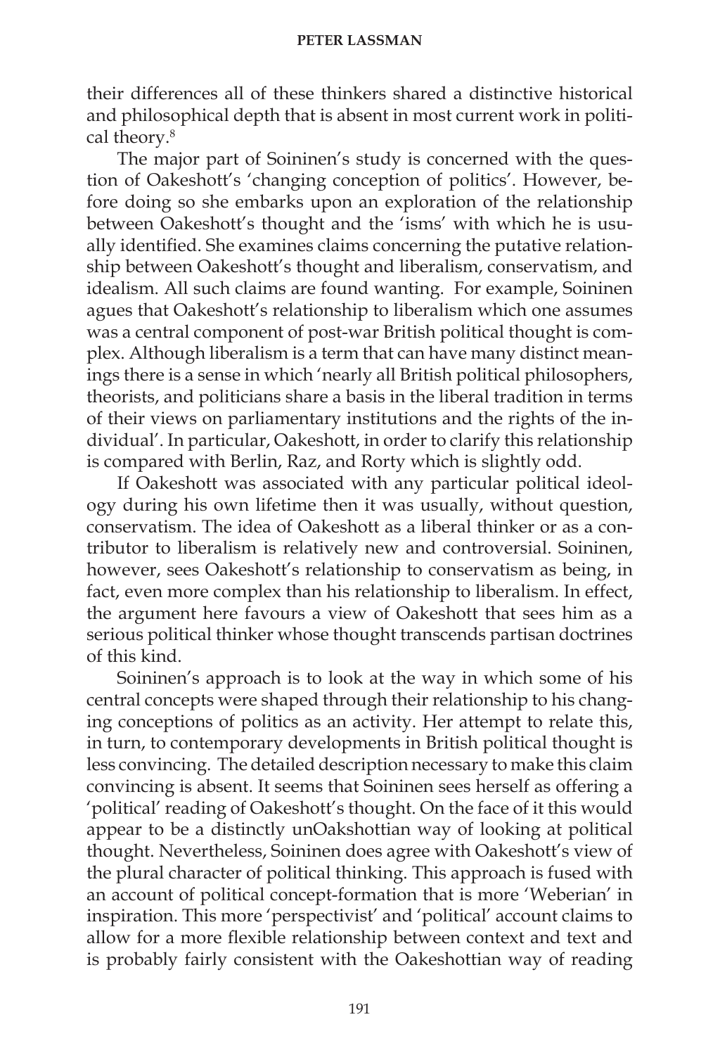their differences all of these thinkers shared a distinctive historical and philosophical depth that is absent in most current work in political theory.[8]

The major part of Soininen's study is concerned with the question of Oakeshott's 'changing conception of politics'. However, before doing so she embarks upon an exploration of the relationship between Oakeshott's thought and the 'isms' with which he is usually identified. She examines claims concerning the putative relationship between Oakeshott's thought and liberalism, conservatism, and idealism. All such claims are found wanting. For example, Soininen agues that Oakeshott's relationship to liberalism which one assumes was a central component of post-war British political thought is complex. Although liberalism is a term that can have many distinct meanings there is a sense in which 'nearly all British political philosophers, theorists, and politicians share a basis in the liberal tradition in terms of their views on parliamentary institutions and the rights of the individual'. In particular, Oakeshott, in order to clarify this relationship is compared with Berlin, Raz, and Rorty which is slightly odd.

If Oakeshott was associated with any particular political ideology during his own lifetime then it was usually, without question, conservatism. The idea of Oakeshott as a liberal thinker or as a contributor to liberalism is relatively new and controversial. Soininen, however, sees Oakeshott's relationship to conservatism as being, in fact, even more complex than his relationship to liberalism. In effect, the argument here favours a view of Oakeshott that sees him as a serious political thinker whose thought transcends partisan doctrines of this kind.

Soininen's approach is to look at the way in which some of his central concepts were shaped through their relationship to his changing conceptions of politics as an activity. Her attempt to relate this, in turn, to contemporary developments in British political thought is less convincing. The detailed description necessary to make this claim convincing is absent. It seems that Soininen sees herself as offering a 'political' reading of Oakeshott's thought. On the face of it this would appear to be a distinctly unOakshottian way of looking at political thought. Nevertheless, Soininen does agree with Oakeshott's view of the plural character of political thinking. This approach is fused with an account of political concept-formation that is more 'Weberian' in inspiration. This more 'perspectivist' and 'political' account claims to allow for a more flexible relationship between context and text and is probably fairly consistent with the Oakeshottian way of reading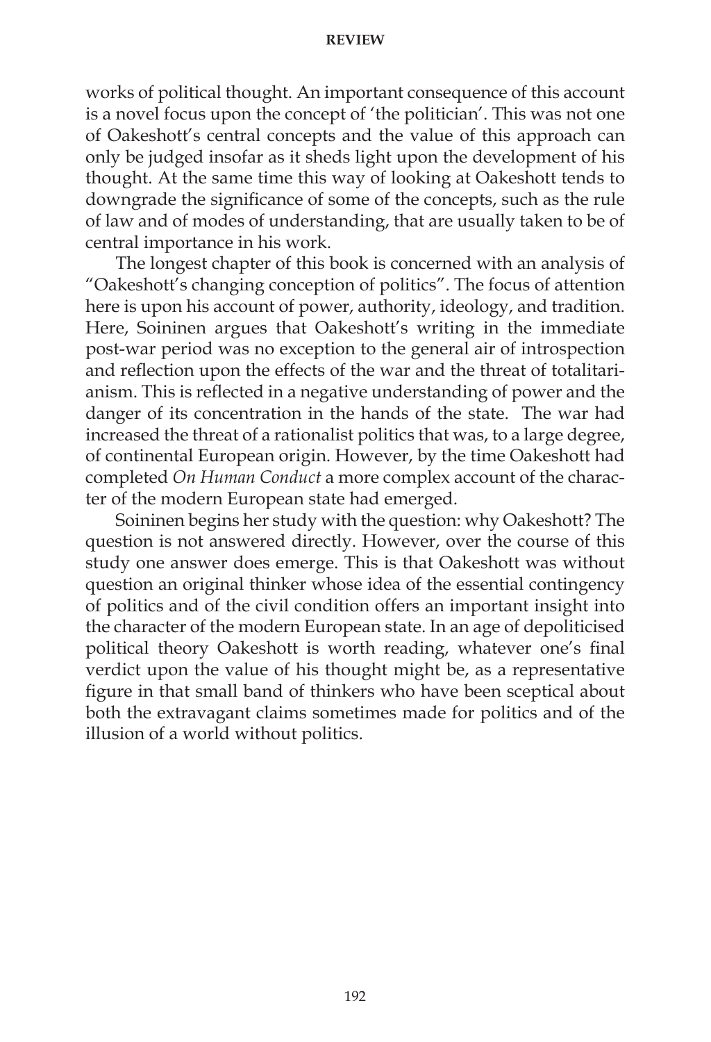works of political thought. An important consequence of this account is a novel focus upon the concept of 'the politician'. This was not one of Oakeshott's central concepts and the value of this approach can only be judged insofar as it sheds light upon the development of his thought. At the same time this way of looking at Oakeshott tends to downgrade the significance of some of the concepts, such as the rule of law and of modes of understanding, that are usually taken to be of central importance in his work.

The longest chapter of this book is concerned with an analysis of "Oakeshott's changing conception of politics". The focus of attention here is upon his account of power, authority, ideology, and tradition. Here, Soininen argues that Oakeshott's writing in the immediate post-war period was no exception to the general air of introspection and reflection upon the effects of the war and the threat of totalitarianism. This is reflected in a negative understanding of power and the danger of its concentration in the hands of the state. The war had increased the threat of a rationalist politics that was, to a large degree, of continental European origin. However, by the time Oakeshott had completed *On Human Conduct* a more complex account of the character of the modern European state had emerged.

Soininen begins her study with the question: why Oakeshott? The question is not answered directly. However, over the course of this study one answer does emerge. This is that Oakeshott was without question an original thinker whose idea of the essential contingency of politics and of the civil condition offers an important insight into the character of the modern European state. In an age of depoliticised political theory Oakeshott is worth reading, whatever one's final verdict upon the value of his thought might be, as a representative figure in that small band of thinkers who have been sceptical about both the extravagant claims sometimes made for politics and of the illusion of a world without politics.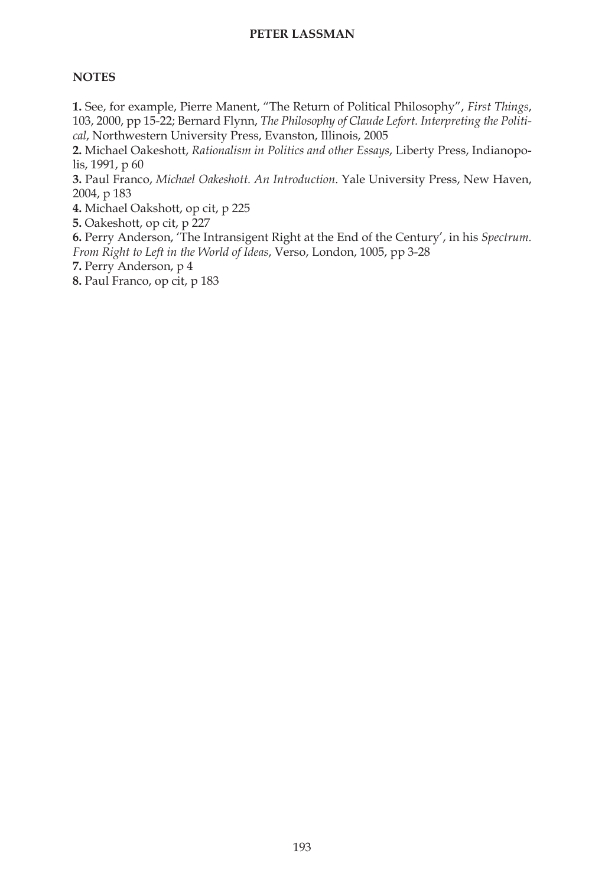## NOTES

**1.** See, for example, Pierre Manent, "The Return of Political Philosophy", *First Things*, 103, 2000, pp 15-22; Bernard Flynn, *The Philosophy of Claude Lefort. Interpreting the Political*, Northwestern University Press, Evanston, Illinois, 2005

**2.** Michael Oakeshott, *Rationalism in Politics and other Essays*, Liberty Press, Indianapolis, 1991, p 60

**3.** Paul Franco, *Michael Oakeshott. An Introduction*. Yale University Press, New Haven, 2004, p 183

**4.** Michael Oakshott, op cit, p 225

**5.** Oakeshott, op cit, p 227

**6.** Perry Anderson, 'The Intransigent Right at the End of the Century', in his *Spectrum. From Right to Left in the World of Ideas*, Verso, London, 1005, pp 3-28

**7.** Perry Anderson, p 4

**8.** Paul Franco, op cit, p 183